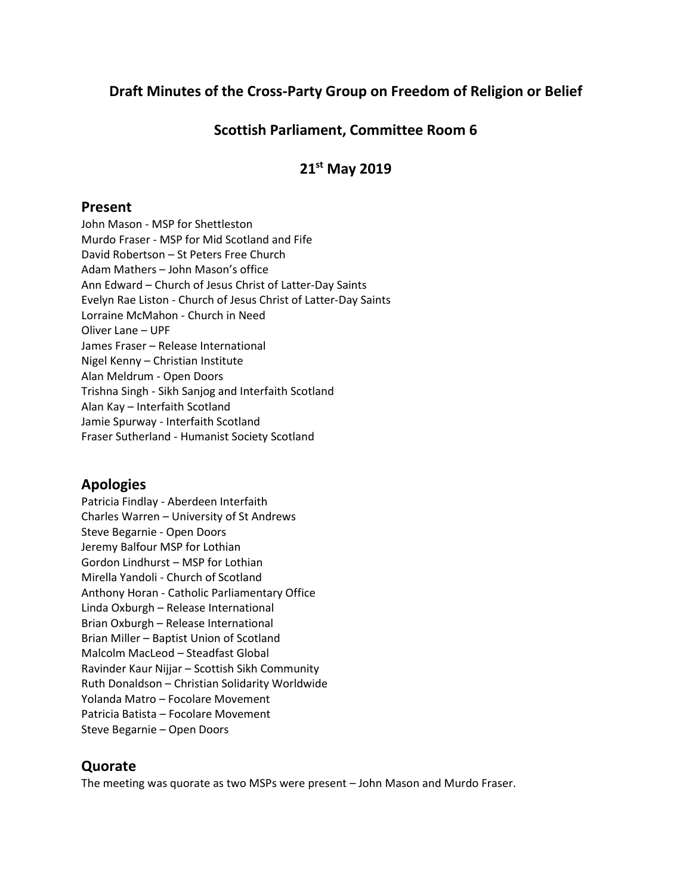# Draft Minutes of the Cross-Party Group on Freedom of Religion or Belief

## Scottish Parliament, Committee Room 6

## 21st May 2019

## Present

John Mason - MSP for Shettleston
Murdo Fraser - MSP for Mid Scotland and Fife
David Robertson – St Peters Free Church
Adam Mathers – John Mason's office
Ann Edward – Church of Jesus Christ of Latter-Day Saints
Evelyn Rae Liston - Church of Jesus Christ of Latter-Day Saints
Lorraine McMahon - Church in Need
Oliver Lane – UPF
James Fraser – Release International
Nigel Kenny – Christian Institute
Alan Meldrum - Open Doors
Trishna Singh - Sikh Sanjog and Interfaith Scotland
Alan Kay – Interfaith Scotland
Jamie Spurway - Interfaith Scotland
Fraser Sutherland - Humanist Society Scotland

## Apologies

Patricia Findlay - Aberdeen Interfaith
Charles Warren – University of St Andrews
Steve Begarnie - Open Doors
Jeremy Balfour MSP for Lothian
Gordon Lindhurst – MSP for Lothian
Mirella Yandoli - Church of Scotland
Anthony Horan - Catholic Parliamentary Office
Linda Oxburgh – Release International
Brian Oxburgh – Release International
Brian Miller – Baptist Union of Scotland
Malcolm MacLeod – Steadfast Global
Ravinder Kaur Nijjar – Scottish Sikh Community
Ruth Donaldson – Christian Solidarity Worldwide
Yolanda Matro – Focolare Movement
Patricia Batista – Focolare Movement
Steve Begarnie – Open Doors

## Quorate

The meeting was quorate as two MSPs were present – John Mason and Murdo Fraser.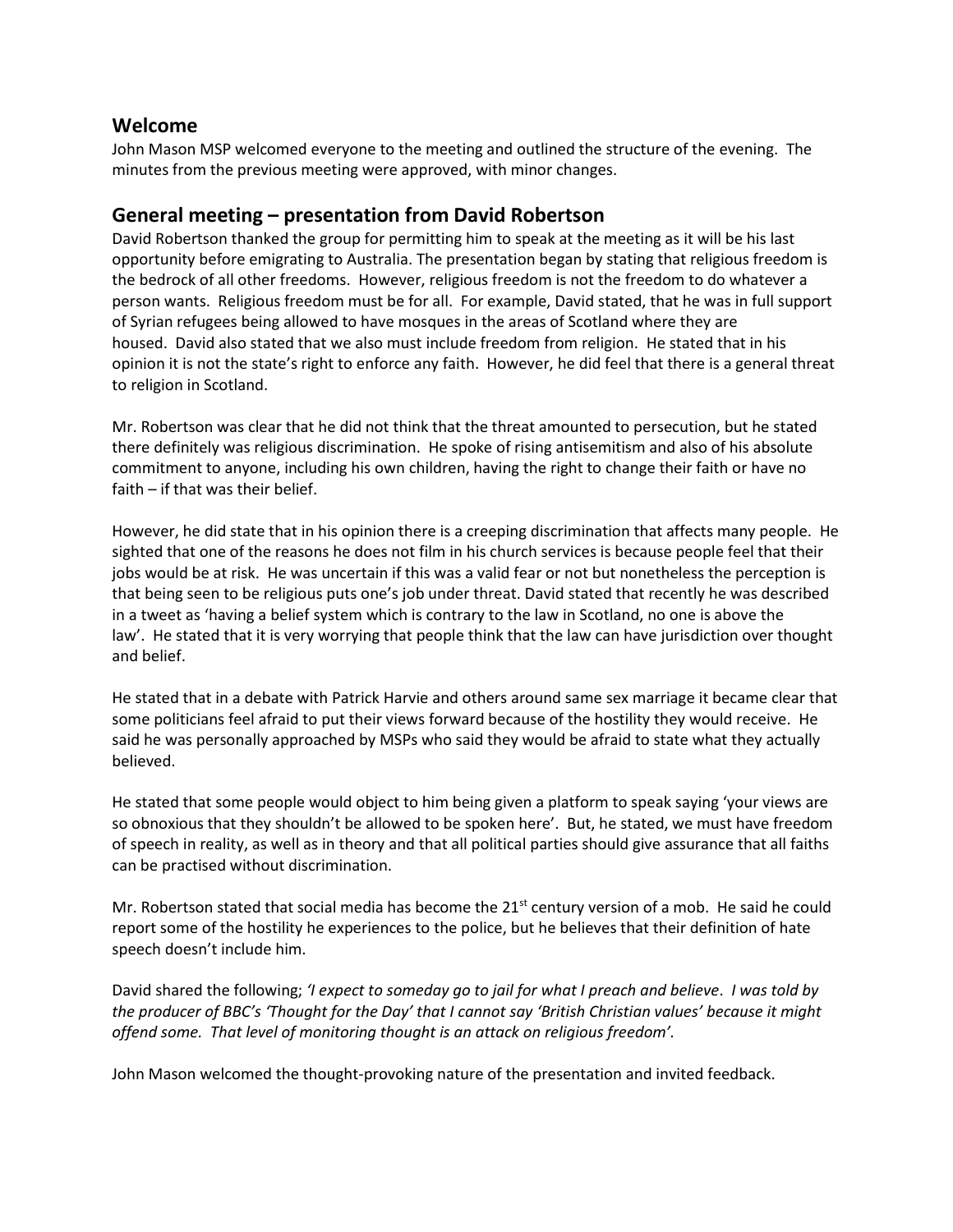## Welcome

John Mason MSP welcomed everyone to the meeting and outlined the structure of the evening. The minutes from the previous meeting were approved, with minor changes.

## General meeting – presentation from David Robertson

David Robertson thanked the group for permitting him to speak at the meeting as it will be his last opportunity before emigrating to Australia. The presentation began by stating that religious freedom is the bedrock of all other freedoms. However, religious freedom is not the freedom to do whatever a person wants. Religious freedom must be for all. For example, David stated, that he was in full support of Syrian refugees being allowed to have mosques in the areas of Scotland where they are housed. David also stated that we also must include freedom from religion. He stated that in his opinion it is not the state's right to enforce any faith. However, he did feel that there is a general threat to religion in Scotland.

Mr. Robertson was clear that he did not think that the threat amounted to persecution, but he stated there definitely was religious discrimination. He spoke of rising antisemitism and also of his absolute commitment to anyone, including his own children, having the right to change their faith or have no faith – if that was their belief.

However, he did state that in his opinion there is a creeping discrimination that affects many people. He sighted that one of the reasons he does not film in his church services is because people feel that their jobs would be at risk. He was uncertain if this was a valid fear or not but nonetheless the perception is that being seen to be religious puts one's job under threat. David stated that recently he was described in a tweet as 'having a belief system which is contrary to the law in Scotland, no one is above the law'. He stated that it is very worrying that people think that the law can have jurisdiction over thought and belief.

He stated that in a debate with Patrick Harvie and others around same sex marriage it became clear that some politicians feel afraid to put their views forward because of the hostility they would receive. He said he was personally approached by MSPs who said they would be afraid to state what they actually believed.

He stated that some people would object to him being given a platform to speak saying 'your views are so obnoxious that they shouldn't be allowed to be spoken here'. But, he stated, we must have freedom of speech in reality, as well as in theory and that all political parties should give assurance that all faiths can be practised without discrimination.

Mr. Robertson stated that social media has become the 21st century version of a mob. He said he could report some of the hostility he experiences to the police, but he believes that their definition of hate speech doesn't include him.

David shared the following; *'I expect to someday go to jail for what I preach and believe. I was told by the producer of BBC's 'Thought for the Day' that I cannot say 'British Christian values' because it might offend some. That level of monitoring thought is an attack on religious freedom'.*

John Mason welcomed the thought-provoking nature of the presentation and invited feedback.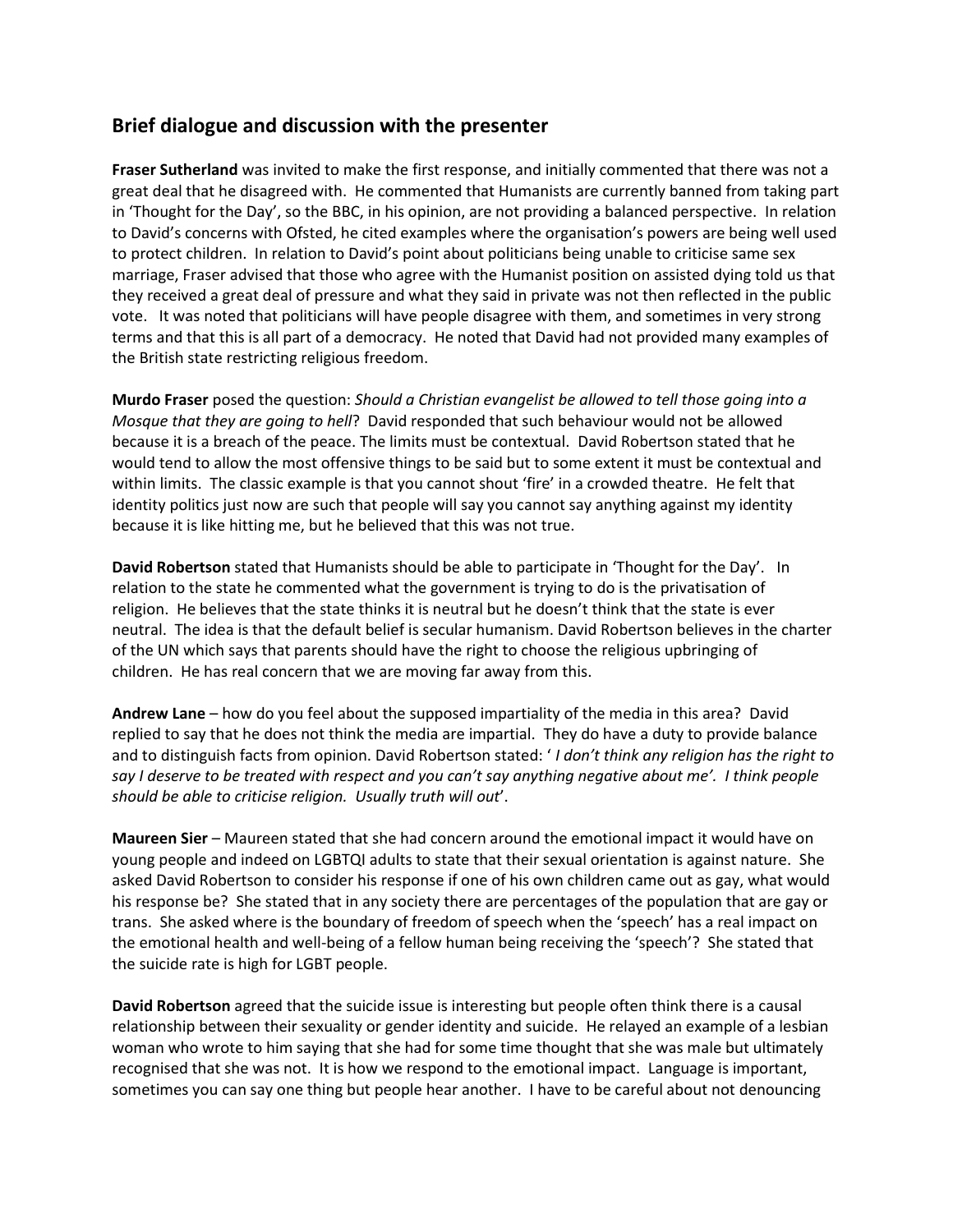## Brief dialogue and discussion with the presenter

**Fraser Sutherland** was invited to make the first response, and initially commented that there was not a great deal that he disagreed with. He commented that Humanists are currently banned from taking part in 'Thought for the Day', so the BBC, in his opinion, are not providing a balanced perspective. In relation to David's concerns with Ofsted, he cited examples where the organisation's powers are being well used to protect children. In relation to David's point about politicians being unable to criticise same sex marriage, Fraser advised that those who agree with the Humanist position on assisted dying told us that they received a great deal of pressure and what they said in private was not then reflected in the public vote. It was noted that politicians will have people disagree with them, and sometimes in very strong terms and that this is all part of a democracy. He noted that David had not provided many examples of the British state restricting religious freedom.

**Murdo Fraser** posed the question: *Should a Christian evangelist be allowed to tell those going into a Mosque that they are going to hell*? David responded that such behaviour would not be allowed because it is a breach of the peace. The limits must be contextual. David Robertson stated that he would tend to allow the most offensive things to be said but to some extent it must be contextual and within limits. The classic example is that you cannot shout 'fire' in a crowded theatre. He felt that identity politics just now are such that people will say you cannot say anything against my identity because it is like hitting me, but he believed that this was not true.

**David Robertson** stated that Humanists should be able to participate in 'Thought for the Day'. In relation to the state he commented what the government is trying to do is the privatisation of religion. He believes that the state thinks it is neutral but he doesn't think that the state is ever neutral. The idea is that the default belief is secular humanism. David Robertson believes in the charter of the UN which says that parents should have the right to choose the religious upbringing of children. He has real concern that we are moving far away from this.

**Andrew Lane** – how do you feel about the supposed impartiality of the media in this area? David replied to say that he does not think the media are impartial. They do have a duty to provide balance and to distinguish facts from opinion. David Robertson stated: '*I don't think any religion has the right to say I deserve to be treated with respect and you can't say anything negative about me'. I think people should be able to criticise religion. Usually truth will out*'.

**Maureen Sier** – Maureen stated that she had concern around the emotional impact it would have on young people and indeed on LGBTQI adults to state that their sexual orientation is against nature. She asked David Robertson to consider his response if one of his own children came out as gay, what would his response be? She stated that in any society there are percentages of the population that are gay or trans. She asked where is the boundary of freedom of speech when the 'speech' has a real impact on the emotional health and well-being of a fellow human being receiving the 'speech'? She stated that the suicide rate is high for LGBT people.

**David Robertson** agreed that the suicide issue is interesting but people often think there is a causal relationship between their sexuality or gender identity and suicide. He relayed an example of a lesbian woman who wrote to him saying that she had for some time thought that she was male but ultimately recognised that she was not. It is how we respond to the emotional impact. Language is important, sometimes you can say one thing but people hear another. I have to be careful about not denouncing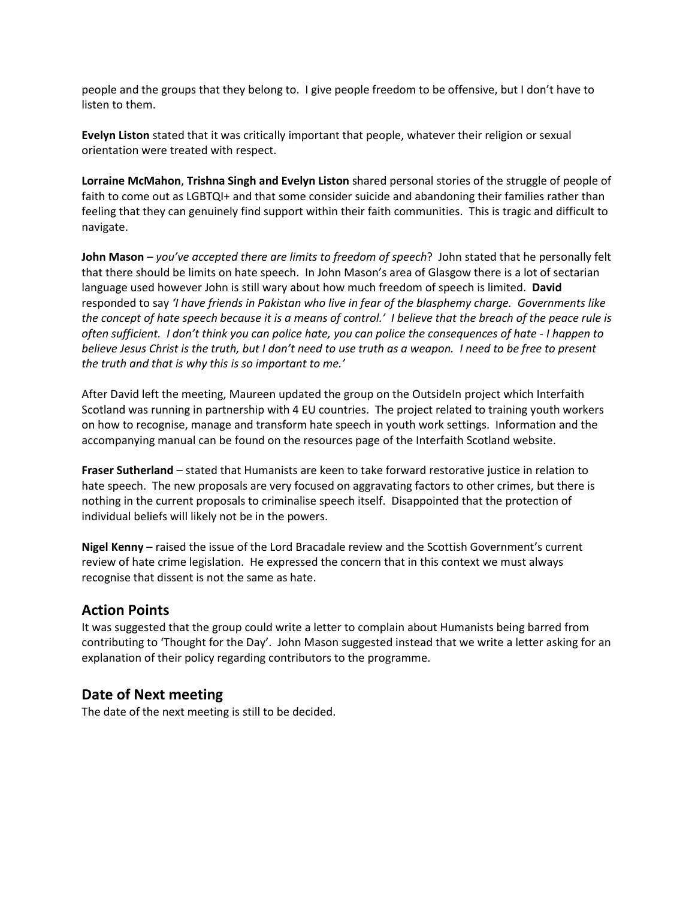people and the groups that they belong to. I give people freedom to be offensive, but I don't have to listen to them.

**Evelyn Liston** stated that it was critically important that people, whatever their religion or sexual orientation were treated with respect.

**Lorraine McMahon**, **Trishna Singh and Evelyn Liston** shared personal stories of the struggle of people of faith to come out as LGBTQI+ and that some consider suicide and abandoning their families rather than feeling that they can genuinely find support within their faith communities. This is tragic and difficult to navigate.

**John Mason** – *you've accepted there are limits to freedom of speech*? John stated that he personally felt that there should be limits on hate speech. In John Mason's area of Glasgow there is a lot of sectarian language used however John is still wary about how much freedom of speech is limited. **David** responded to say *'I have friends in Pakistan who live in fear of the blasphemy charge. Governments like the concept of hate speech because it is a means of control.' I believe that the breach of the peace rule is often sufficient. I don't think you can police hate, you can police the consequences of hate - I happen to believe Jesus Christ is the truth, but I don't need to use truth as a weapon. I need to be free to present the truth and that is why this is so important to me.'*

After David left the meeting, Maureen updated the group on the OutsideIn project which Interfaith Scotland was running in partnership with 4 EU countries. The project related to training youth workers on how to recognise, manage and transform hate speech in youth work settings. Information and the accompanying manual can be found on the resources page of the Interfaith Scotland website.

**Fraser Sutherland** – stated that Humanists are keen to take forward restorative justice in relation to hate speech. The new proposals are very focused on aggravating factors to other crimes, but there is nothing in the current proposals to criminalise speech itself. Disappointed that the protection of individual beliefs will likely not be in the powers.

**Nigel Kenny** – raised the issue of the Lord Bracadale review and the Scottish Government's current review of hate crime legislation. He expressed the concern that in this context we must always recognise that dissent is not the same as hate.

## Action Points

It was suggested that the group could write a letter to complain about Humanists being barred from contributing to 'Thought for the Day'. John Mason suggested instead that we write a letter asking for an explanation of their policy regarding contributors to the programme.

## Date of Next meeting

The date of the next meeting is still to be decided.